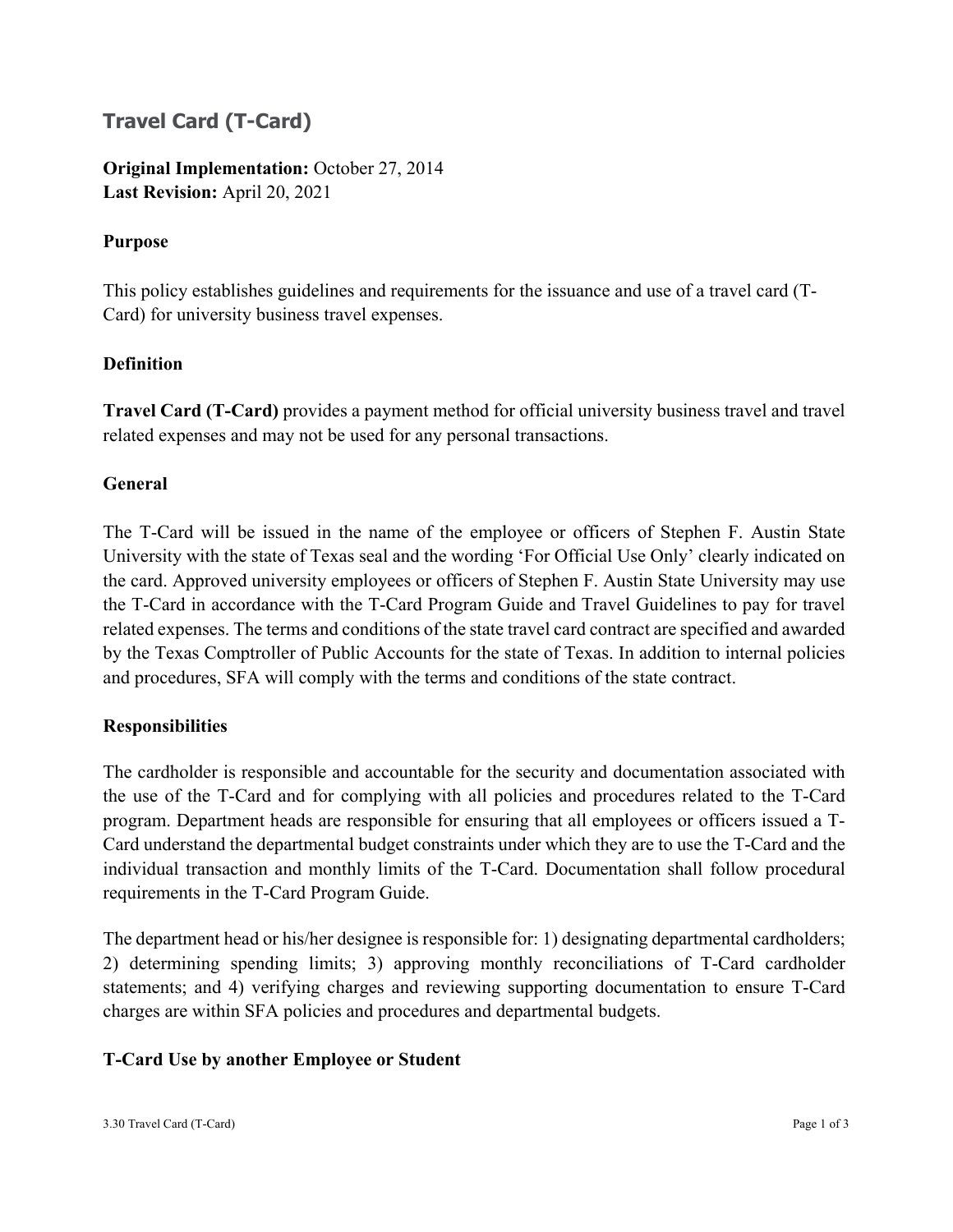# Travel Card (T-Card)

**Original Implementation:** October 27, 2014
**Last Revision:** April 20, 2021

## Purpose

This policy establishes guidelines and requirements for the issuance and use of a travel card (T-Card) for university business travel expenses.

## Definition

**Travel Card (T-Card)** provides a payment method for official university business travel and travel related expenses and may not be used for any personal transactions.

## General

The T-Card will be issued in the name of the employee or officers of Stephen F. Austin State University with the state of Texas seal and the wording 'For Official Use Only' clearly indicated on the card. Approved university employees or officers of Stephen F. Austin State University may use the T-Card in accordance with the T-Card Program Guide and Travel Guidelines to pay for travel related expenses. The terms and conditions of the state travel card contract are specified and awarded by the Texas Comptroller of Public Accounts for the state of Texas. In addition to internal policies and procedures, SFA will comply with the terms and conditions of the state contract.

## Responsibilities

The cardholder is responsible and accountable for the security and documentation associated with the use of the T-Card and for complying with all policies and procedures related to the T-Card program. Department heads are responsible for ensuring that all employees or officers issued a T-Card understand the departmental budget constraints under which they are to use the T-Card and the individual transaction and monthly limits of the T-Card. Documentation shall follow procedural requirements in the T-Card Program Guide.

The department head or his/her designee is responsible for: 1) designating departmental cardholders; 2) determining spending limits; 3) approving monthly reconciliations of T-Card cardholder statements; and 4) verifying charges and reviewing supporting documentation to ensure T-Card charges are within SFA policies and procedures and departmental budgets.

## T-Card Use by another Employee or Student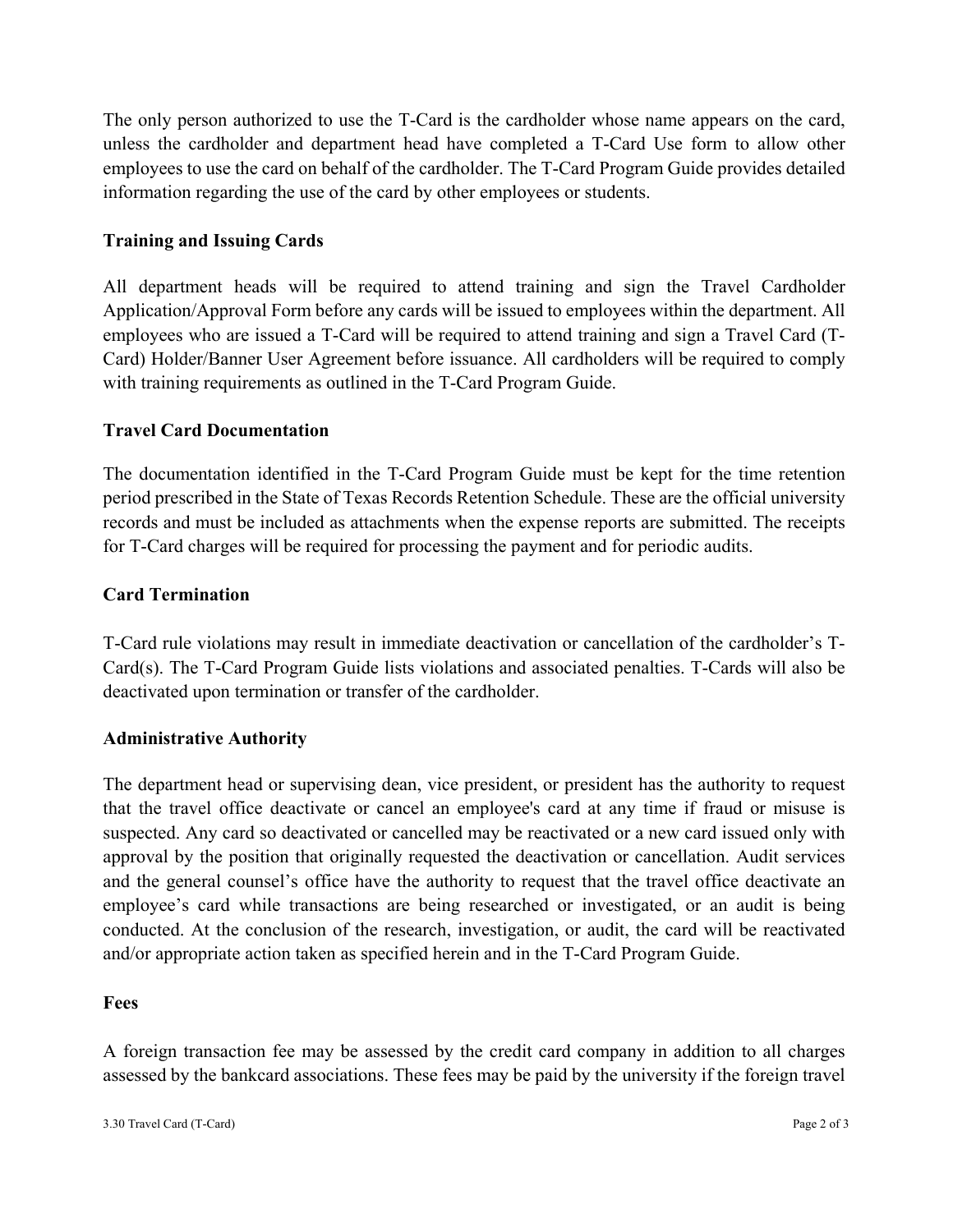The only person authorized to use the T-Card is the cardholder whose name appears on the card, unless the cardholder and department head have completed a T-Card Use form to allow other employees to use the card on behalf of the cardholder. The T-Card Program Guide provides detailed information regarding the use of the card by other employees or students.

**Training and Issuing Cards**

All department heads will be required to attend training and sign the Travel Cardholder Application/Approval Form before any cards will be issued to employees within the department. All employees who are issued a T-Card will be required to attend training and sign a Travel Card (T-Card) Holder/Banner User Agreement before issuance. All cardholders will be required to comply with training requirements as outlined in the T-Card Program Guide.

**Travel Card Documentation**

The documentation identified in the T-Card Program Guide must be kept for the time retention period prescribed in the State of Texas Records Retention Schedule. These are the official university records and must be included as attachments when the expense reports are submitted. The receipts for T-Card charges will be required for processing the payment and for periodic audits.

**Card Termination**

T-Card rule violations may result in immediate deactivation or cancellation of the cardholder's T-Card(s). The T-Card Program Guide lists violations and associated penalties. T-Cards will also be deactivated upon termination or transfer of the cardholder.

**Administrative Authority**

The department head or supervising dean, vice president, or president has the authority to request that the travel office deactivate or cancel an employee's card at any time if fraud or misuse is suspected. Any card so deactivated or cancelled may be reactivated or a new card issued only with approval by the position that originally requested the deactivation or cancellation. Audit services and the general counsel's office have the authority to request that the travel office deactivate an employee's card while transactions are being researched or investigated, or an audit is being conducted. At the conclusion of the research, investigation, or audit, the card will be reactivated and/or appropriate action taken as specified herein and in the T-Card Program Guide.

**Fees**

A foreign transaction fee may be assessed by the credit card company in addition to all charges assessed by the bankcard associations. These fees may be paid by the university if the foreign travel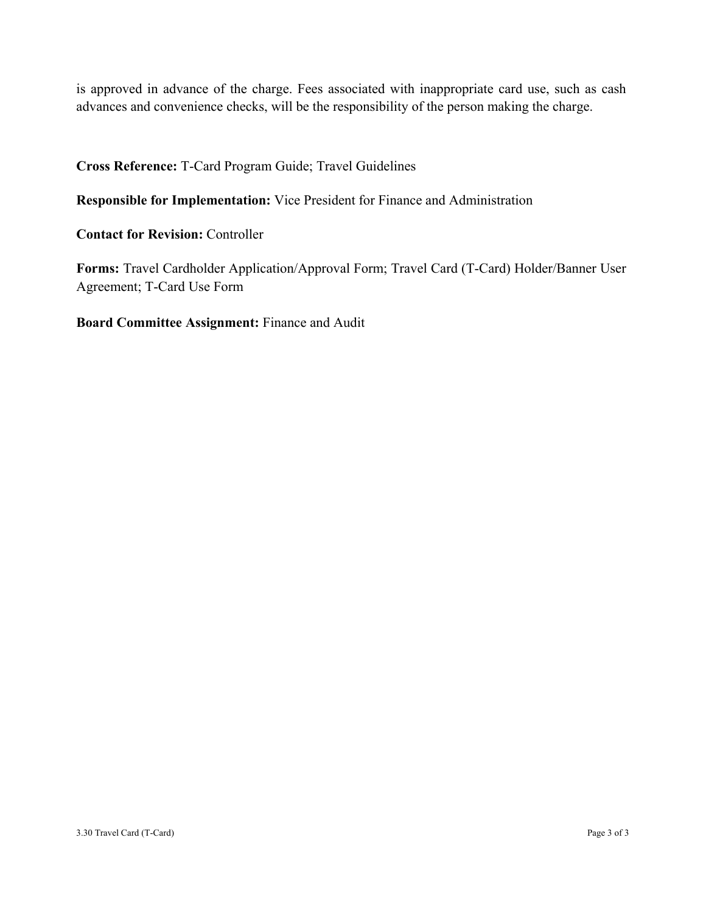is approved in advance of the charge. Fees associated with inappropriate card use, such as cash advances and convenience checks, will be the responsibility of the person making the charge.

**Cross Reference:** T-Card Program Guide; Travel Guidelines

**Responsible for Implementation:** Vice President for Finance and Administration

**Contact for Revision:** Controller

**Forms:** Travel Cardholder Application/Approval Form; Travel Card (T-Card) Holder/Banner User Agreement; T-Card Use Form

**Board Committee Assignment:** Finance and Audit